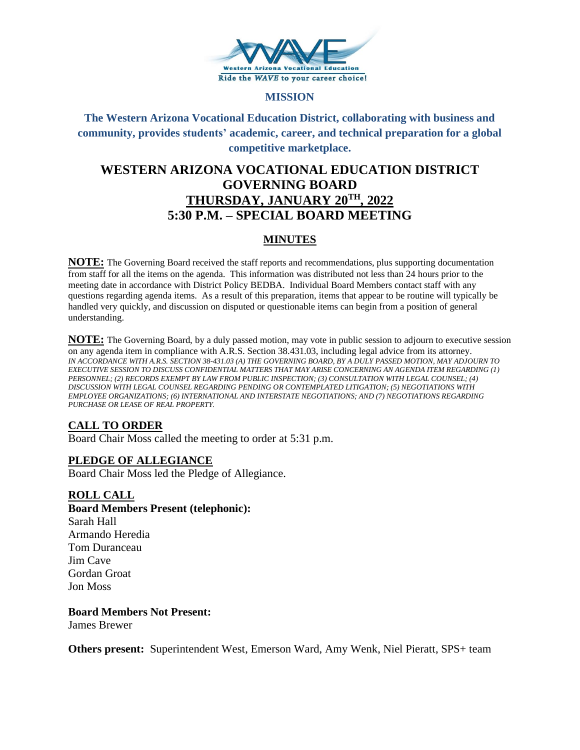Western Arizona Vocational Education

Ride the *WAVE* to your career choice!

**MISSION**

**The Western Arizona Vocational Education District, collaborating with business and community, provides students' academic, career, and technical preparation for a global competitive marketplace.**

# WESTERN ARIZONA VOCATIONAL EDUCATION DISTRICT GOVERNING BOARD

# THURSDAY, JANUARY 20TH, 2022

# 5:30 P.M. – SPECIAL BOARD MEETING

## MINUTES

**NOTE:** The Governing Board received the staff reports and recommendations, plus supporting documentation from staff for all the items on the agenda. This information was distributed not less than 24 hours prior to the meeting date in accordance with District Policy BEDBA. Individual Board Members contact staff with any questions regarding agenda items. As a result of this preparation, items that appear to be routine will typically be handled very quickly, and discussion on disputed or questionable items can begin from a position of general understanding.

**NOTE:** The Governing Board, by a duly passed motion, may vote in public session to adjourn to executive session on any agenda item in compliance with A.R.S. Section 38.431.03, including legal advice from its attorney. *IN ACCORDANCE WITH A.R.S. SECTION 38-431.03 (A) THE GOVERNING BOARD, BY A DULY PASSED MOTION, MAY ADJOURN TO EXECUTIVE SESSION TO DISCUSS CONFIDENTIAL MATTERS THAT MAY ARISE CONCERNING AN AGENDA ITEM REGARDING (1) PERSONNEL; (2) RECORDS EXEMPT BY LAW FROM PUBLIC INSPECTION; (3) CONSULTATION WITH LEGAL COUNSEL; (4) DISCUSSION WITH LEGAL COUNSEL REGARDING PENDING OR CONTEMPLATED LITIGATION; (5) NEGOTIATIONS WITH EMPLOYEE ORGANIZATIONS; (6) INTERNATIONAL AND INTERSTATE NEGOTIATIONS; AND (7) NEGOTIATIONS REGARDING PURCHASE OR LEASE OF REAL PROPERTY.*

### CALL TO ORDER

Board Chair Moss called the meeting to order at 5:31 p.m.

### PLEDGE OF ALLEGIANCE

Board Chair Moss led the Pledge of Allegiance.

### ROLL CALL

**Board Members Present (telephonic):**

Sarah Hall
Armando Heredia
Tom Duranceau
Jim Cave
Gordan Groat
Jon Moss

**Board Members Not Present:**

James Brewer

**Others present:** Superintendent West, Emerson Ward, Amy Wenk, Niel Pieratt, SPS+ team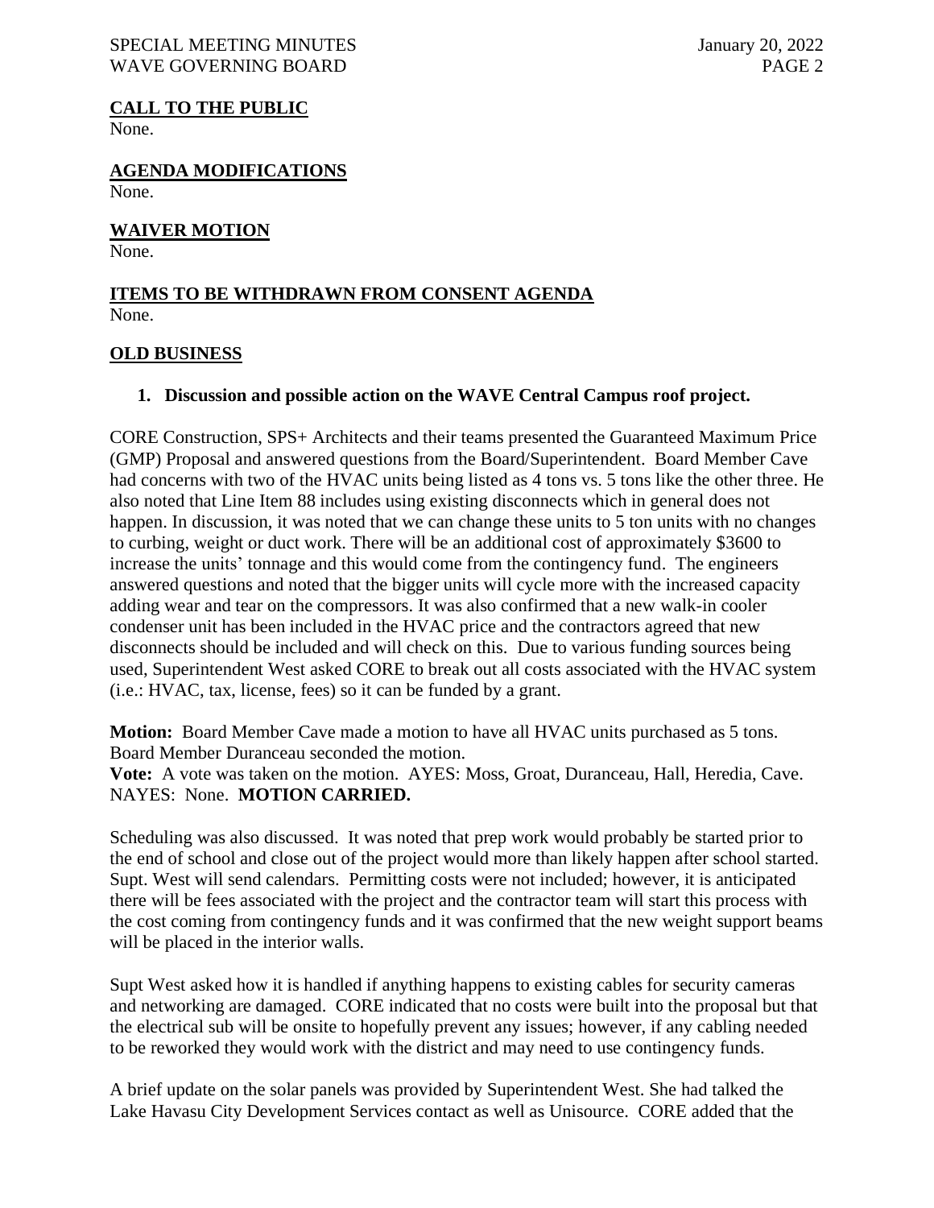## CALL TO THE PUBLIC

None.

## AGENDA MODIFICATIONS

None.

## WAIVER MOTION

None.

## ITEMS TO BE WITHDRAWN FROM CONSENT AGENDA

None.

## OLD BUSINESS

**1. Discussion and possible action on the WAVE Central Campus roof project.**

CORE Construction, SPS+ Architects and their teams presented the Guaranteed Maximum Price (GMP) Proposal and answered questions from the Board/Superintendent. Board Member Cave had concerns with two of the HVAC units being listed as 4 tons vs. 5 tons like the other three. He also noted that Line Item 88 includes using existing disconnects which in general does not happen. In discussion, it was noted that we can change these units to 5 ton units with no changes to curbing, weight or duct work. There will be an additional cost of approximately $3600 to increase the units' tonnage and this would come from the contingency fund. The engineers answered questions and noted that the bigger units will cycle more with the increased capacity adding wear and tear on the compressors. It was also confirmed that a new walk-in cooler condenser unit has been included in the HVAC price and the contractors agreed that new disconnects should be included and will check on this. Due to various funding sources being used, Superintendent West asked CORE to break out all costs associated with the HVAC system (i.e.: HVAC, tax, license, fees) so it can be funded by a grant.

**Motion:** Board Member Cave made a motion to have all HVAC units purchased as 5 tons. Board Member Duranceau seconded the motion.
**Vote:** A vote was taken on the motion. AYES: Moss, Groat, Duranceau, Hall, Heredia, Cave. NAYES: None. **MOTION CARRIED.**

Scheduling was also discussed. It was noted that prep work would probably be started prior to the end of school and close out of the project would more than likely happen after school started. Supt. West will send calendars. Permitting costs were not included; however, it is anticipated there will be fees associated with the project and the contractor team will start this process with the cost coming from contingency funds and it was confirmed that the new weight support beams will be placed in the interior walls.

Supt West asked how it is handled if anything happens to existing cables for security cameras and networking are damaged. CORE indicated that no costs were built into the proposal but that the electrical sub will be onsite to hopefully prevent any issues; however, if any cabling needed to be reworked they would work with the district and may need to use contingency funds.

A brief update on the solar panels was provided by Superintendent West. She had talked the Lake Havasu City Development Services contact as well as Unisource. CORE added that the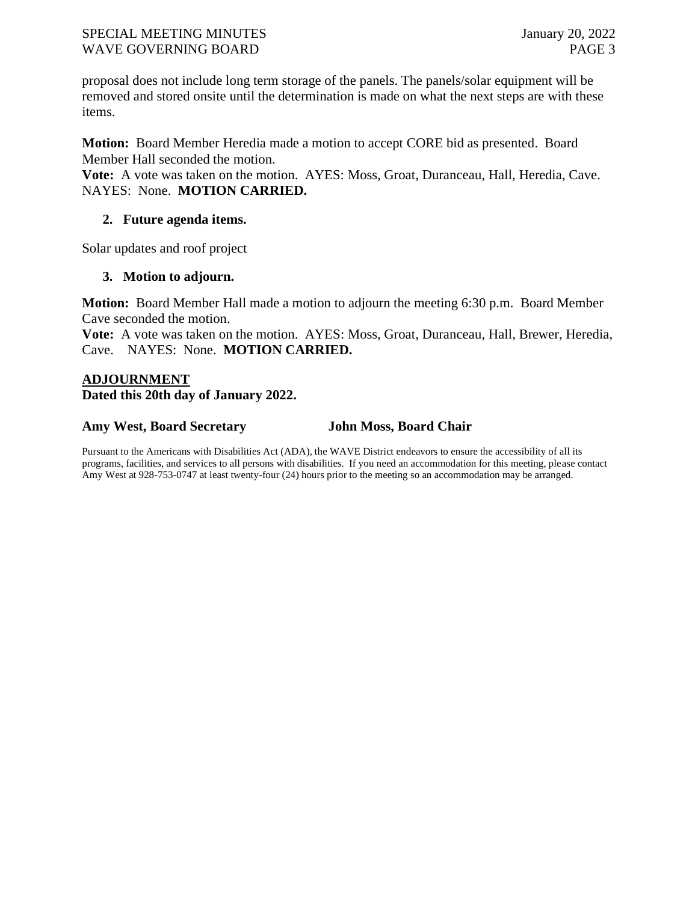proposal does not include long term storage of the panels. The panels/solar equipment will be removed and stored onsite until the determination is made on what the next steps are with these items.

**Motion:** Board Member Heredia made a motion to accept CORE bid as presented. Board Member Hall seconded the motion.
**Vote:** A vote was taken on the motion. AYES: Moss, Groat, Duranceau, Hall, Heredia, Cave. NAYES: None. **MOTION CARRIED.**

2. **Future agenda items.**

Solar updates and roof project

3. **Motion to adjourn.**

**Motion:** Board Member Hall made a motion to adjourn the meeting 6:30 p.m. Board Member Cave seconded the motion.
**Vote:** A vote was taken on the motion. AYES: Moss, Groat, Duranceau, Hall, Brewer, Heredia, Cave. NAYES: None. **MOTION CARRIED.**

**ADJOURNMENT**
**Dated this 20th day of January 2022.**

**Amy West, Board Secretary** **John Moss, Board Chair**

Pursuant to the Americans with Disabilities Act (ADA), the WAVE District endeavors to ensure the accessibility of all its programs, facilities, and services to all persons with disabilities. If you need an accommodation for this meeting, please contact Amy West at 928-753-0747 at least twenty-four (24) hours prior to the meeting so an accommodation may be arranged.